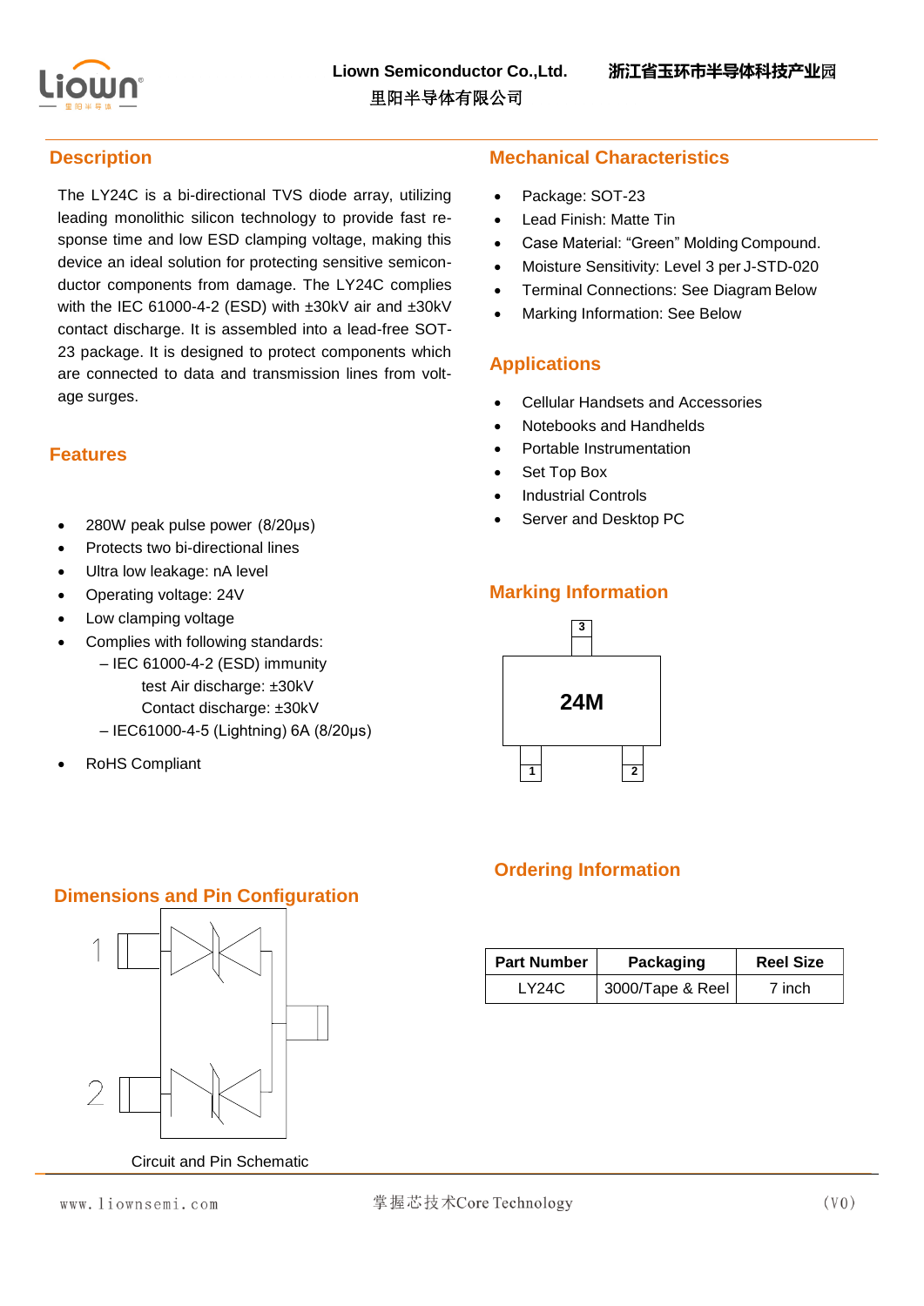Liown Semiconductor Co.,Ltd. 浙江省玉环市半导体科技产业园
里阳半导体有限公司

## Description

The LY24C is a bi-directional TVS diode array, utilizing leading monolithic silicon technology to provide fast response time and low ESD clamping voltage, making this device an ideal solution for protecting sensitive semiconductor components from damage. The LY24C complies with the IEC 61000-4-2 (ESD) with ±30kV air and ±30kV contact discharge. It is assembled into a lead-free SOT-23 package. It is designed to protect components which are connected to data and transmission lines from voltage surges.

## Features

- 280W peak pulse power (8/20μs)
- Protects two bi-directional lines
- Ultra low leakage: nA level
- Operating voltage: 24V
- Low clamping voltage
- Complies with following standards:
  - – IEC 61000-4-2 (ESD) immunity
    - test Air discharge: ±30kV
    - Contact discharge: ±30kV
  - – IEC61000-4-5 (Lightning) 6A (8/20μs)
- RoHS Compliant

## Mechanical Characteristics

- Package: SOT-23
- Lead Finish: Matte Tin
- Case Material: "Green" Molding Compound.
- Moisture Sensitivity: Level 3 per J-STD-020
- Terminal Connections: See Diagram Below
- Marking Information: See Below

## Applications

- Cellular Handsets and Accessories
- Notebooks and Handhelds
- Portable Instrumentation
- Set Top Box
- Industrial Controls
- Server and Desktop PC

## Marking Information

3

24M

1 2

## Dimensions and Pin Configuration

1

2

Circuit and Pin Schematic

## Ordering Information

| Part Number | Packaging | Reel Size |
| --- | --- | --- |
| LY24C | 3000/Tape & Reel | 7 inch |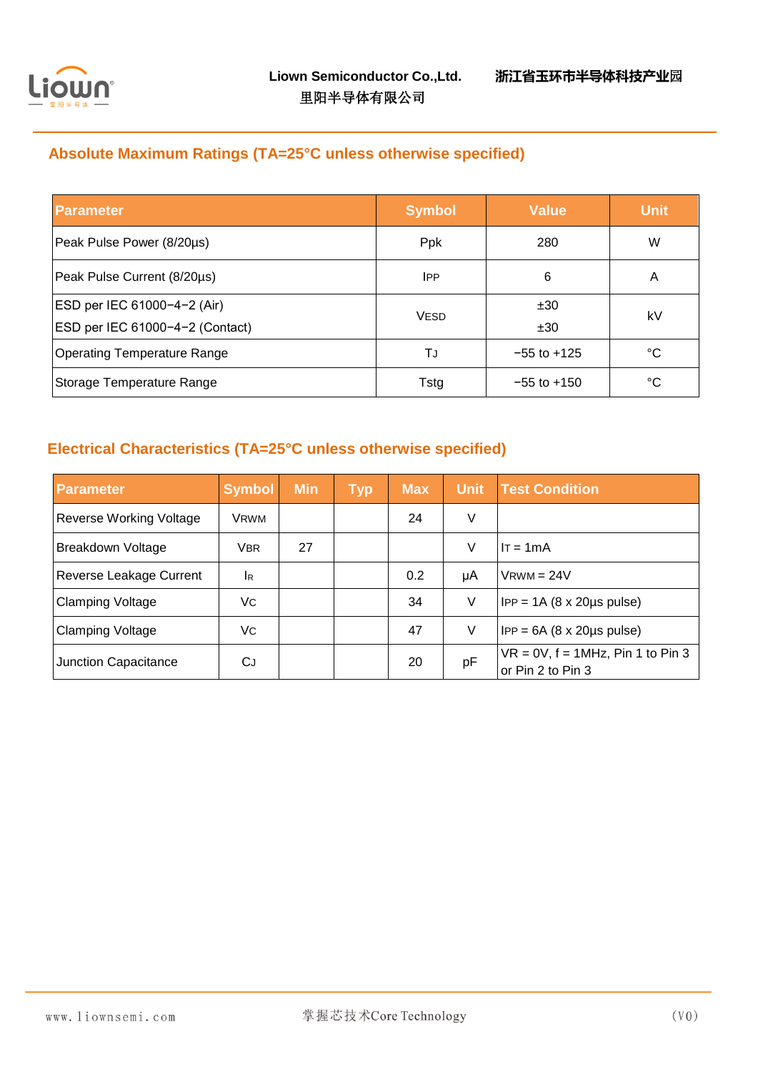## Absolute Maximum Ratings (TA=25°C unless otherwise specified)

| Parameter | Symbol | Value | Unit |
|---|---|---|---|
| Peak Pulse Power (8/20µs) | Ppk | 280 | W |
| Peak Pulse Current (8/20µs) | $I_{PP}$ | 6 | A |
| ESD per IEC 61000−4−2 (Air)<br>ESD per IEC 61000−4−2 (Contact) | $V_{ESD}$ | ±30<br>±30 | kV |
| Operating Temperature Range | $T_J$ | −55 to +125 | °C |
| Storage Temperature Range | Tstg | −55 to +150 | °C |

## Electrical Characteristics (TA=25°C unless otherwise specified)

| Parameter | Symbol | Min | Typ | Max | Unit | Test Condition |
|---|---|---|---|---|---|---|
| Reverse Working Voltage | $V_{RWM}$ | | | 24 | V | |
| Breakdown Voltage | $V_{BR}$ | 27 | | | V | $I_T$ = 1mA |
| Reverse Leakage Current | $I_R$ | | | 0.2 | µA | $V_{RWM}$ = 24V |
| Clamping Voltage | $V_C$ | | | 34 | V | $I_{PP}$ = 1A (8 x 20µs pulse) |
| Clamping Voltage | $V_C$ | | | 47 | V | $I_{PP}$ = 6A (8 x 20µs pulse) |
| Junction Capacitance | $C_J$ | | | 20 | pF | VR = 0V, f = 1MHz, Pin 1 to Pin 3 or Pin 2 to Pin 3 |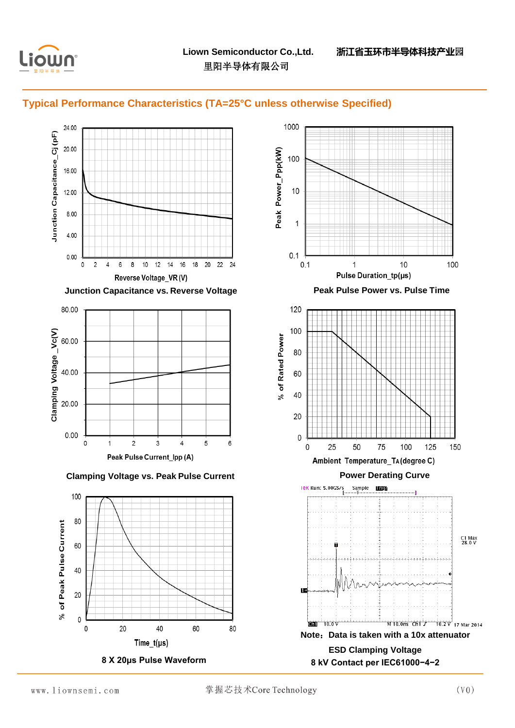## Typical Performance Characteristics (TA=25°C unless otherwise Specified)

Junction Capacitance_Cj (pF)

24.00
20.00
16.00
12.00
8.00
4.00
0.00

0 2 4 6 8 10 12 14 16 18 20 22 24

Reverse Voltage_VR (V)

**Junction Capacitance vs. Reverse Voltage**

Peak Power_Ppp(kW)

1000
100
10
1
0.1

0.1 1 10 100

Pulse Duration_tp(μs)

**Peak Pulse Power vs. Pulse Time**

Clamping Voltage _Vc(V)

80.00
60.00
40.00
20.00
0.00

0 1 2 3 4 5 6

Peak Pulse Current_Ipp (A)

**Clamping Voltage vs. Peak Pulse Current**

% of Rated Power

120
100
80
60
40
20
0

0 25 50 75 100 125 150

Ambient Temperature_TA(degree C)

**Power Derating Curve**

% of Peak Pulse Current

100
80
60
40
20
0

0 20 40 60 80

Time_t(μs)

**8 X 20μs Pulse Waveform**

Tek Run: 5.00GS/s Sample

C1 Max
28.0 V

Ch1 10.0 V M 10.0ns Ch1 ƒ 10.2 V 17 Mar 2014

**Note：Data is taken with a 10x attenuator**

**ESD Clamping Voltage**

**8 kV Contact per IEC61000−4−2**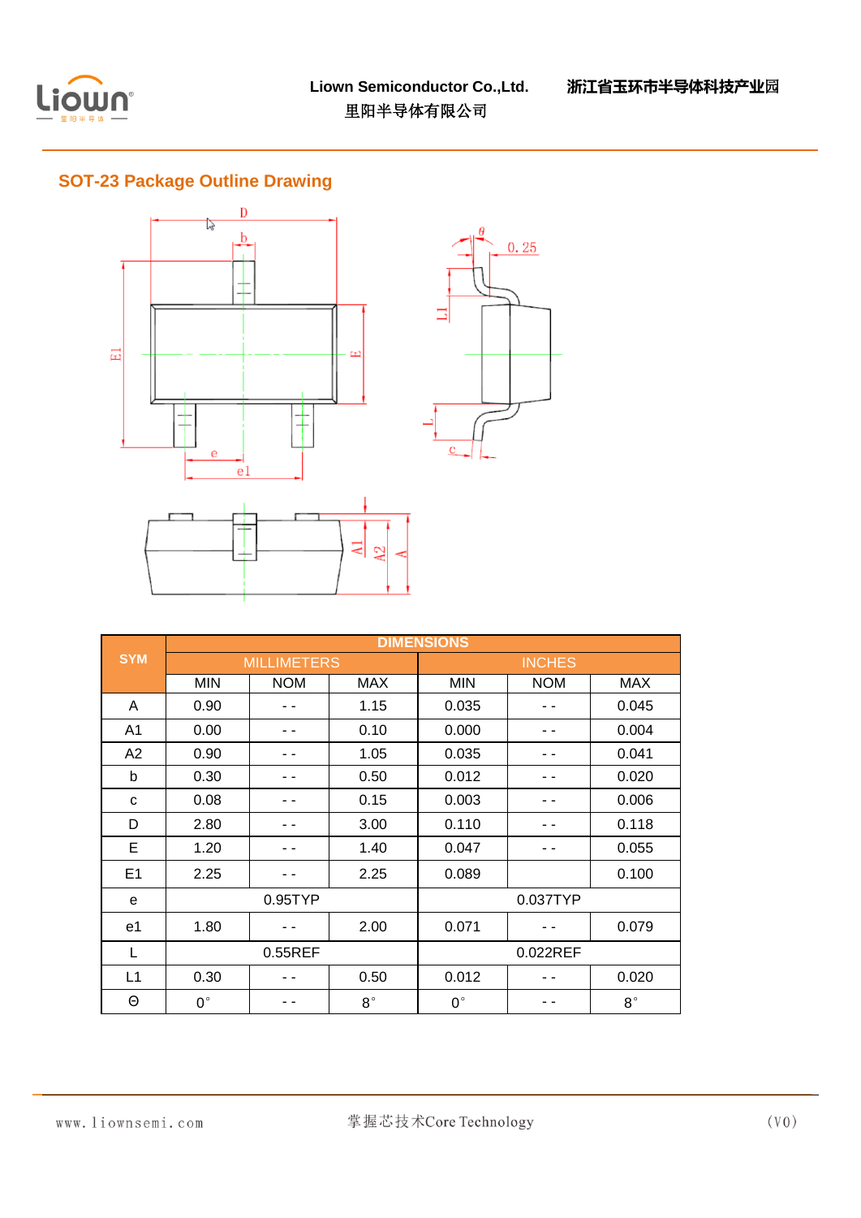## SOT-23 Package Outline Drawing

| SYM | DIMENSIONS | | | | | |
|---|---|---|---|---|---|---|
| | MILLIMETERS | | | INCHES | | |
| | MIN | NOM | MAX | MIN | NOM | MAX |
| A | 0.90 | - - | 1.15 | 0.035 | - - | 0.045 |
| A1 | 0.00 | - - | 0.10 | 0.000 | - - | 0.004 |
| A2 | 0.90 | - - | 1.05 | 0.035 | - - | 0.041 |
| b | 0.30 | - - | 0.50 | 0.012 | - - | 0.020 |
| c | 0.08 | - - | 0.15 | 0.003 | - - | 0.006 |
| D | 2.80 | - - | 3.00 | 0.110 | - - | 0.118 |
| E | 1.20 | - - | 1.40 | 0.047 | - - | 0.055 |
| E1 | 2.25 | - - | 2.25 | 0.089 | | 0.100 |
| e | 0.95TYP | | | 0.037TYP | | |
| e1 | 1.80 | - - | 2.00 | 0.071 | - - | 0.079 |
| L | 0.55REF | | | 0.022REF | | |
| L1 | 0.30 | - - | 0.50 | 0.012 | - - | 0.020 |
| Θ | 0° | - - | 8° | 0° | - - | 8° |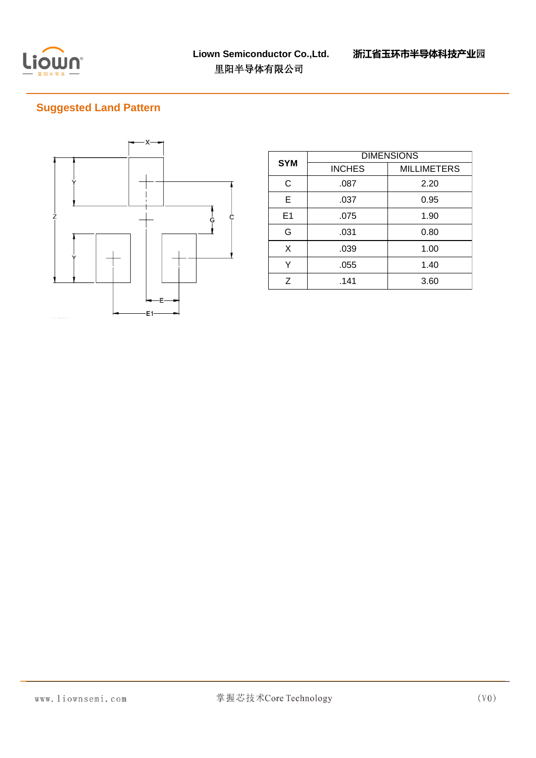## Suggested Land Pattern

X
Y
Z
Y
G
C
E
E1

| SYM | DIMENSIONS | |
|---|---|---|
| | INCHES | MILLIMETERS |
| C | .087 | 2.20 |
| E | .037 | 0.95 |
| E1 | .075 | 1.90 |
| G | .031 | 0.80 |
| X | .039 | 1.00 |
| Y | .055 | 1.40 |
| Z | .141 | 3.60 |